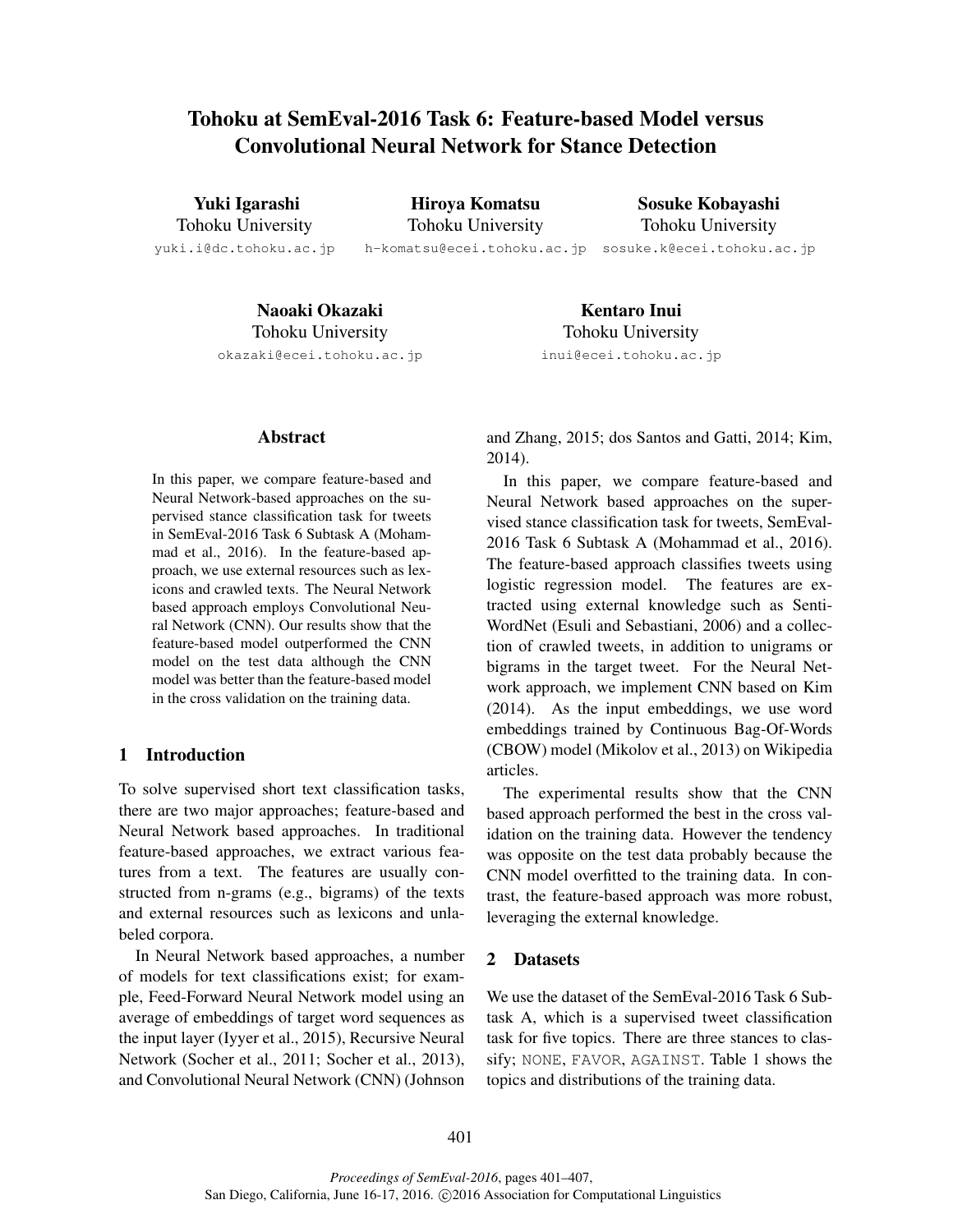# Tohoku at SemEval-2016 Task 6: Feature-based Model versus Convolutional Neural Network for Stance Detection

**Yuki Igarashi**
Tohoku University
yuki.i@dc.tohoku.ac.jp

**Hiroya Komatsu**
Tohoku University
h-komatsu@ecei.tohoku.ac.jp

**Sosuke Kobayashi**
Tohoku University
sosuke.k@ecei.tohoku.ac.jp

**Naoaki Okazaki**
Tohoku University
okazaki@ecei.tohoku.ac.jp

**Kentaro Inui**
Tohoku University
inui@ecei.tohoku.ac.jp

## Abstract

In this paper, we compare feature-based and Neural Network-based approaches on the supervised stance classification task for tweets in SemEval-2016 Task 6 Subtask A (Mohammad et al., 2016). In the feature-based approach, we use external resources such as lexicons and crawled texts. The Neural Network based approach employs Convolutional Neural Network (CNN). Our results show that the feature-based model outperformed the CNN model on the test data although the CNN model was better than the feature-based model in the cross validation on the training data.

## 1 Introduction

To solve supervised short text classification tasks, there are two major approaches; feature-based and Neural Network based approaches. In traditional feature-based approaches, we extract various features from a text. The features are usually constructed from n-grams (e.g., bigrams) of the texts and external resources such as lexicons and unlabeled corpora.

In Neural Network based approaches, a number of models for text classifications exist; for example, Feed-Forward Neural Network model using an average of embeddings of target word sequences as the input layer (Iyyer et al., 2015), Recursive Neural Network (Socher et al., 2011; Socher et al., 2013), and Convolutional Neural Network (CNN) (Johnson and Zhang, 2015; dos Santos and Gatti, 2014; Kim, 2014).

In this paper, we compare feature-based and Neural Network based approaches on the supervised stance classification task for tweets, SemEval-2016 Task 6 Subtask A (Mohammad et al., 2016). The feature-based approach classifies tweets using logistic regression model. The features are extracted using external knowledge such as SentiWordNet (Esuli and Sebastiani, 2006) and a collection of crawled tweets, in addition to unigrams or bigrams in the target tweet. For the Neural Network approach, we implement CNN based on Kim (2014). As the input embeddings, we use word embeddings trained by Continuous Bag-Of-Words (CBOW) model (Mikolov et al., 2013) on Wikipedia articles.

The experimental results show that the CNN based approach performed the best in the cross validation on the training data. However the tendency was opposite on the test data probably because the CNN model overfitted to the training data. In contrast, the feature-based approach was more robust, leveraging the external knowledge.

## 2 Datasets

We use the dataset of the SemEval-2016 Task 6 Subtask A, which is a supervised tweet classification task for five topics. There are three stances to classify; `NONE`, `FAVOR`, `AGAINST`. Table 1 shows the topics and distributions of the training data.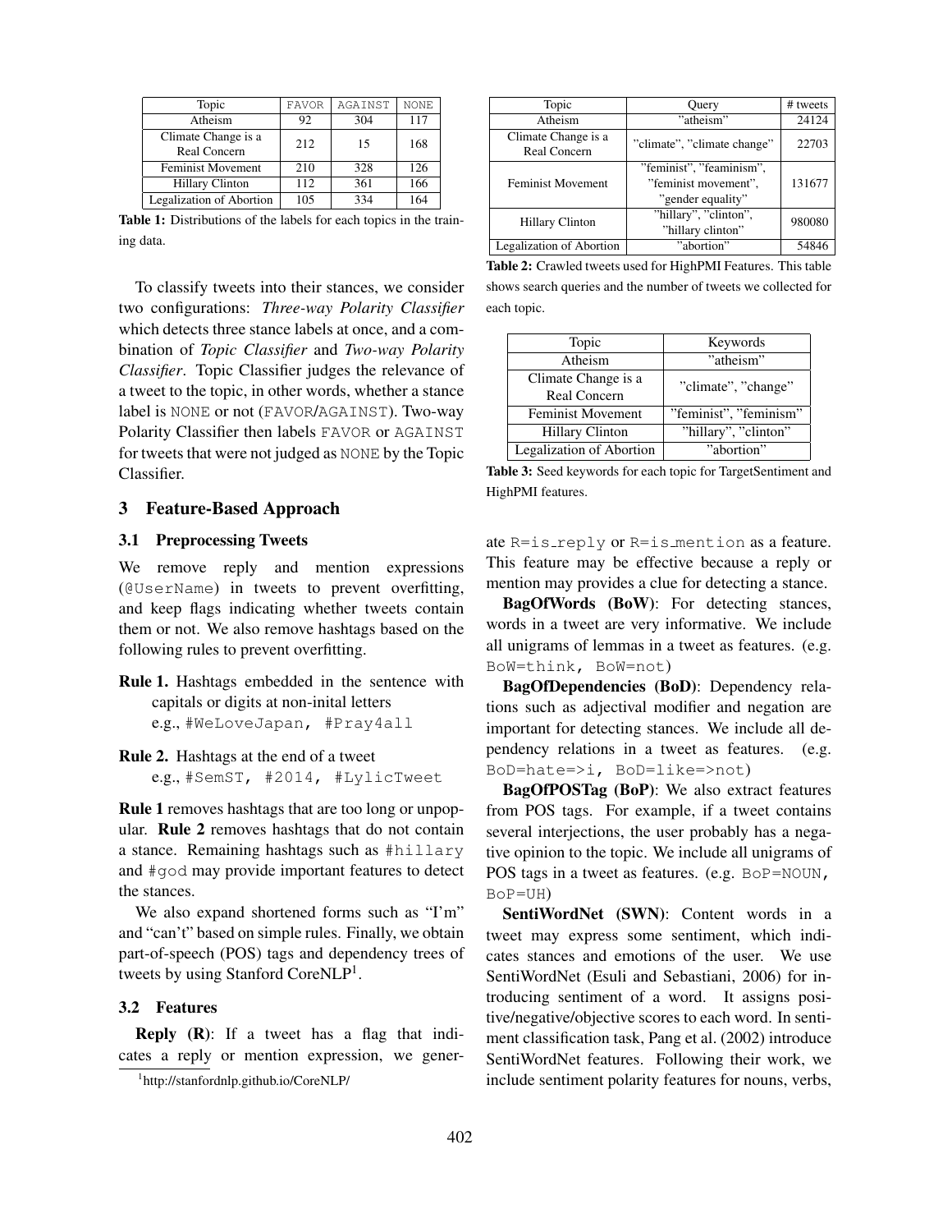| Topic | FAVOR | AGAINST | NONE |
| --- | --- | --- | --- |
| Atheism | 92 | 304 | 117 |
| Climate Change is a Real Concern | 212 | 15 | 168 |
| Feminist Movement | 210 | 328 | 126 |
| Hillary Clinton | 112 | 361 | 166 |
| Legalization of Abortion | 105 | 334 | 164 |

**Table 1:** Distributions of the labels for each topics in the training data.

To classify tweets into their stances, we consider two configurations: *Three-way Polarity Classifier* which detects three stance labels at once, and a combination of *Topic Classifier* and *Two-way Polarity Classifier*. Topic Classifier judges the relevance of a tweet to the topic, in other words, whether a stance label is NONE or not (FAVOR/AGAINST). Two-way Polarity Classifier then labels FAVOR or AGAINST for tweets that were not judged as NONE by the Topic Classifier.

## 3 Feature-Based Approach

### 3.1 Preprocessing Tweets

We remove reply and mention expressions (@UserName) in tweets to prevent overfitting, and keep flags indicating whether tweets contain them or not. We also remove hashtags based on the following rules to prevent overfitting.

**Rule 1.** Hashtags embedded in the sentence with capitals or digits at non-inital letters
e.g., #WeLoveJapan, #Pray4all

**Rule 2.** Hashtags at the end of a tweet
e.g., #SemST, #2014, #LylicTweet

**Rule 1** removes hashtags that are too long or unpopular. **Rule 2** removes hashtags that do not contain a stance. Remaining hashtags such as #hillary and #god may provide important features to detect the stances.

We also expand shortened forms such as "I'm" and "can't" based on simple rules. Finally, we obtain part-of-speech (POS) tags and dependency trees of tweets by using Stanford CoreNLP[1].

[1]http://stanfordnlp.github.io/CoreNLP/

### 3.2 Features

**Reply (R)**: If a tweet has a flag that indicates a reply or mention expression, we generate R=is_reply or R=is_mention as a feature. This feature may be effective because a reply or mention may provides a clue for detecting a stance.

| Topic | Query | # tweets |
| --- | --- | --- |
| Atheism | "atheism" | 24124 |
| Climate Change is a Real Concern | "climate", "climate change" | 22703 |
| Feminist Movement | "feminist", "feaminism", "feminist movement", "gender equality" | 131677 |
| Hillary Clinton | "hillary", "clinton", "hillary clinton" | 980080 |
| Legalization of Abortion | "abortion" | 54846 |

**Table 2:** Crawled tweets used for HighPMI Features. This table shows search queries and the number of tweets we collected for each topic.

| Topic | Keywords |
| --- | --- |
| Atheism | "atheism" |
| Climate Change is a Real Concern | "climate", "change" |
| Feminist Movement | "feminist", "feminism" |
| Hillary Clinton | "hillary", "clinton" |
| Legalization of Abortion | "abortion" |

**Table 3:** Seed keywords for each topic for TargetSentiment and HighPMI features.

**BagOfWords (BoW)**: For detecting stances, words in a tweet are very informative. We include all unigrams of lemmas in a tweet as features. (e.g. BoW=think, BoW=not)

**BagOfDependencies (BoD)**: Dependency relations such as adjectival modifier and negation are important for detecting stances. We include all dependency relations in a tweet as features. (e.g. BoD=hate=>i, BoD=like=>not)

**BagOfPOSTag (BoP)**: We also extract features from POS tags. For example, if a tweet contains several interjections, the user probably has a negative opinion to the topic. We include all unigrams of POS tags in a tweet as features. (e.g. BoP=NOUN, BoP=UH)

**SentiWordNet (SWN)**: Content words in a tweet may express some sentiment, which indicates stances and emotions of the user. We use SentiWordNet (Esuli and Sebastiani, 2006) for introducing sentiment of a word. It assigns positive/negative/objective scores to each word. In sentiment classification task, Pang et al. (2002) introduce SentiWordNet features. Following their work, we include sentiment polarity features for nouns, verbs,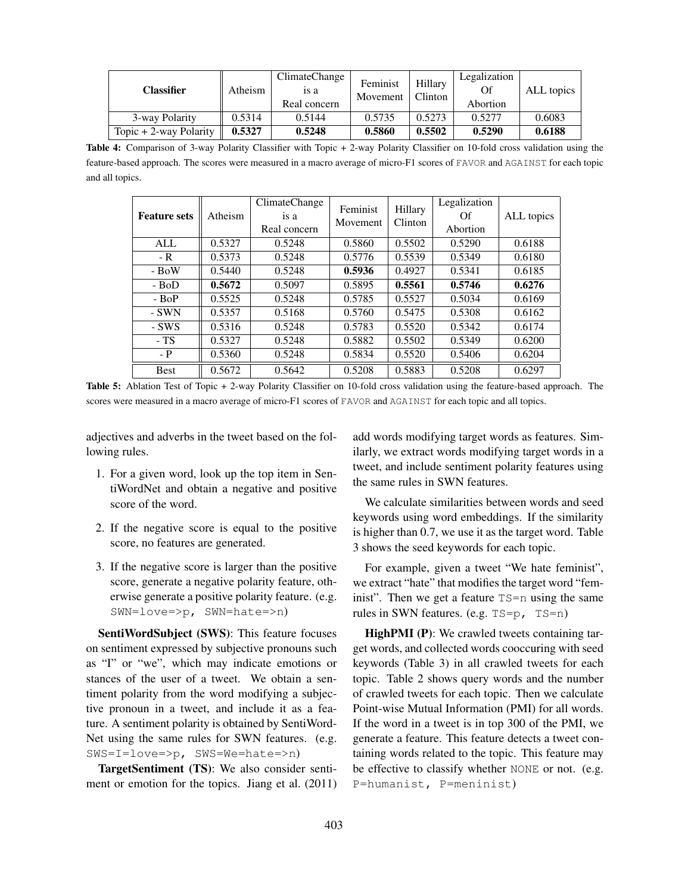| **Classifier** | Atheism | ClimateChange is a Real concern | Feminist Movement | Hillary Clinton | Legalization Of Abortion | ALL topics |
|---|---|---|---|---|---|---|
| 3-way Polarity | 0.5314 | 0.5144 | 0.5735 | 0.5273 | 0.5277 | 0.6083 |
| Topic + 2-way Polarity | **0.5327** | **0.5248** | **0.5860** | **0.5502** | **0.5290** | **0.6188** |

**Table 4:** Comparison of 3-way Polarity Classifier with Topic + 2-way Polarity Classifier on 10-fold cross validation using the feature-based approach. The scores were measured in a macro average of micro-F1 scores of FAVOR and AGAINST for each topic and all topics.

| **Feature sets** | Atheism | ClimateChange is a Real concern | Feminist Movement | Hillary Clinton | Legalization Of Abortion | ALL topics |
|---|---|---|---|---|---|---|
| ALL | 0.5327 | 0.5248 | 0.5860 | 0.5502 | 0.5290 | 0.6188 |
| - R | 0.5373 | 0.5248 | 0.5776 | 0.5539 | 0.5349 | 0.6180 |
| - BoW | 0.5440 | 0.5248 | **0.5936** | 0.4927 | 0.5341 | 0.6185 |
| - BoD | **0.5672** | 0.5097 | 0.5895 | **0.5561** | **0.5746** | **0.6276** |
| - BoP | 0.5525 | 0.5248 | 0.5785 | 0.5527 | 0.5034 | 0.6169 |
| - SWN | 0.5357 | 0.5168 | 0.5760 | 0.5475 | 0.5308 | 0.6162 |
| - SWS | 0.5316 | 0.5248 | 0.5783 | 0.5520 | 0.5342 | 0.6174 |
| - TS | 0.5327 | 0.5248 | 0.5882 | 0.5502 | 0.5349 | 0.6200 |
| - P | 0.5360 | 0.5248 | 0.5834 | 0.5520 | 0.5406 | 0.6204 |
| Best | 0.5672 | 0.5642 | 0.5208 | 0.5883 | 0.5208 | 0.6297 |

**Table 5:** Ablation Test of Topic + 2-way Polarity Classifier on 10-fold cross validation using the feature-based approach. The scores were measured in a macro average of micro-F1 scores of FAVOR and AGAINST for each topic and all topics.

adjectives and adverbs in the tweet based on the following rules.

1. For a given word, look up the top item in SentiWordNet and obtain a negative and positive score of the word.
2. If the negative score is equal to the positive score, no features are generated.
3. If the negative score is larger than the positive score, generate a negative polarity feature, otherwise generate a positive polarity feature. (e.g. SWN=love=>p, SWN=hate=>n)

**SentiWordSubject (SWS)**: This feature focuses on sentiment expressed by subjective pronouns such as "I" or "we", which may indicate emotions or stances of the user of a tweet. We obtain a sentiment polarity from the word modifying a subjective pronoun in a tweet, and include it as a feature. A sentiment polarity is obtained by SentiWordNet using the same rules for SWN features. (e.g. SWS=I=love=>p, SWS=We=hate=>n)

**TargetSentiment (TS)**: We also consider sentiment or emotion for the topics. Jiang et al. (2011) add words modifying target words as features. Similarly, we extract words modifying target words in a tweet, and include sentiment polarity features using the same rules in SWN features.

We calculate similarities between words and seed keywords using word embeddings. If the similarity is higher than 0.7, we use it as the target word. Table 3 shows the seed keywords for each topic.

For example, given a tweet "We hate feminist", we extract "hate" that modifies the target word "feminist". Then we get a feature TS=n using the same rules in SWN features. (e.g. TS=p, TS=n)

**HighPMI (P)**: We crawled tweets containing target words, and collected words cooccuring with seed keywords (Table 3) in all crawled tweets for each topic. Table 2 shows query words and the number of crawled tweets for each topic. Then we calculate Point-wise Mutual Information (PMI) for all words. If the word in a tweet is in top 300 of the PMI, we generate a feature. This feature detects a tweet containing words related to the topic. This feature may be effective to classify whether NONE or not. (e.g. P=humanist, P=meninist)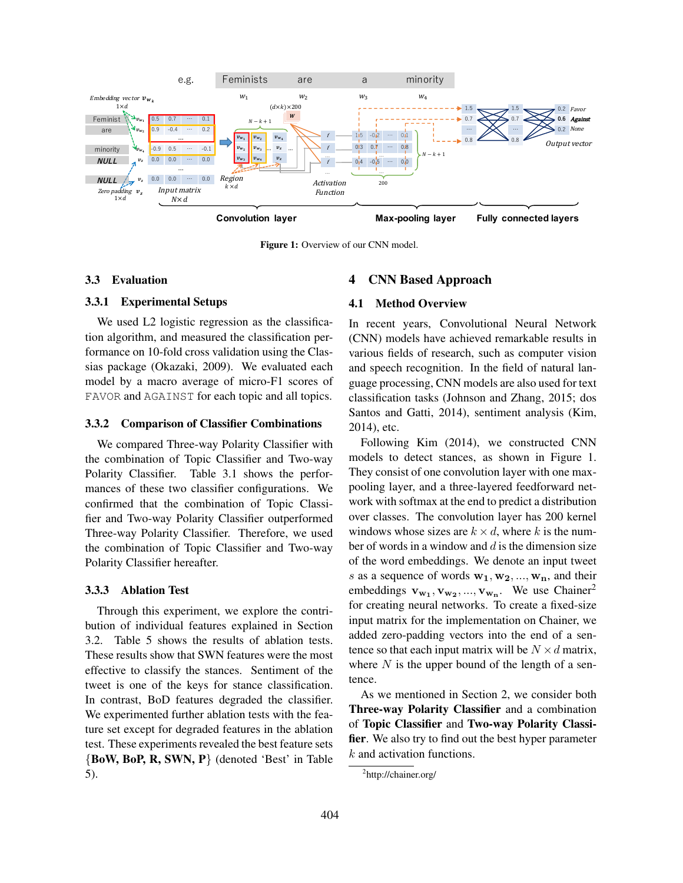e.g. Feminists are a minority

$w_1$ $w_2$ $w_3$ $w_4$

Embedding vector $v_{w_k}$ $1 \times d$

Feminist are minority NULL NULL

Zero padding $v_z$ $1 \times d$

Input matrix $N \times d$

Region $k \times d$

$(d \times k) \times 200$

$N - k + 1$

Activation Function

200

Output vector

Favor Against None

Convolution layer

Max-pooling layer

Fully connected layers

**Figure 1:** Overview of our CNN model.

### 3.3 Evaluation

#### 3.3.1 Experimental Setups

We used L2 logistic regression as the classification algorithm, and measured the classification performance on 10-fold cross validation using the Classias package (Okazaki, 2009). We evaluated each model by a macro average of micro-F1 scores of FAVOR and AGAINST for each topic and all topics.

#### 3.3.2 Comparison of Classifier Combinations

We compared Three-way Polarity Classifier with the combination of Topic Classifier and Two-way Polarity Classifier. Table 3.1 shows the performances of these two classifier configurations. We confirmed that the combination of Topic Classifier and Two-way Polarity Classifier outperformed Three-way Polarity Classifier. Therefore, we used the combination of Topic Classifier and Two-way Polarity Classifier hereafter.

#### 3.3.3 Ablation Test

Through this experiment, we explore the contribution of individual features explained in Section 3.2. Table 5 shows the results of ablation tests. These results show that SWN features were the most effective to classify the stances. Sentiment of the tweet is one of the keys for stance classification. In contrast, BoD features degraded the classifier. We experimented further ablation tests with the feature set except for degraded features in the ablation test. These experiments revealed the best feature sets {**BoW, BoP, R, SWN, P**} (denoted 'Best' in Table 5).

## 4 CNN Based Approach

### 4.1 Method Overview

In recent years, Convolutional Neural Network (CNN) models have achieved remarkable results in various fields of research, such as computer vision and speech recognition. In the field of natural language processing, CNN models are also used for text classification tasks (Johnson and Zhang, 2015; dos Santos and Gatti, 2014), sentiment analysis (Kim, 2014), etc.

Following Kim (2014), we constructed CNN models to detect stances, as shown in Figure 1. They consist of one convolution layer with one max-pooling layer, and a three-layered feedforward network with softmax at the end to predict a distribution over classes. The convolution layer has 200 kernel windows whose sizes are $k \times d$, where $k$ is the number of words in a window and $d$ is the dimension size of the word embeddings. We denote an input tweet $s$ as a sequence of words $\mathbf{w_1}, \mathbf{w_2}, ..., \mathbf{w_n}$, and their embeddings $\mathbf{v_{w_1}}, \mathbf{v_{w_2}}, ..., \mathbf{v_{w_n}}$. We use Chainer[2] for creating neural networks. To create a fixed-size input matrix for the implementation on Chainer, we added zero-padding vectors into the end of a sentence so that each input matrix will be $N \times d$ matrix, where $N$ is the upper bound of the length of a sentence.

As we mentioned in Section 2, we consider both **Three-way Polarity Classifier** and a combination of **Topic Classifier** and **Two-way Polarity Classifier**. We also try to find out the best hyper parameter $k$ and activation functions.

[2] http://chainer.org/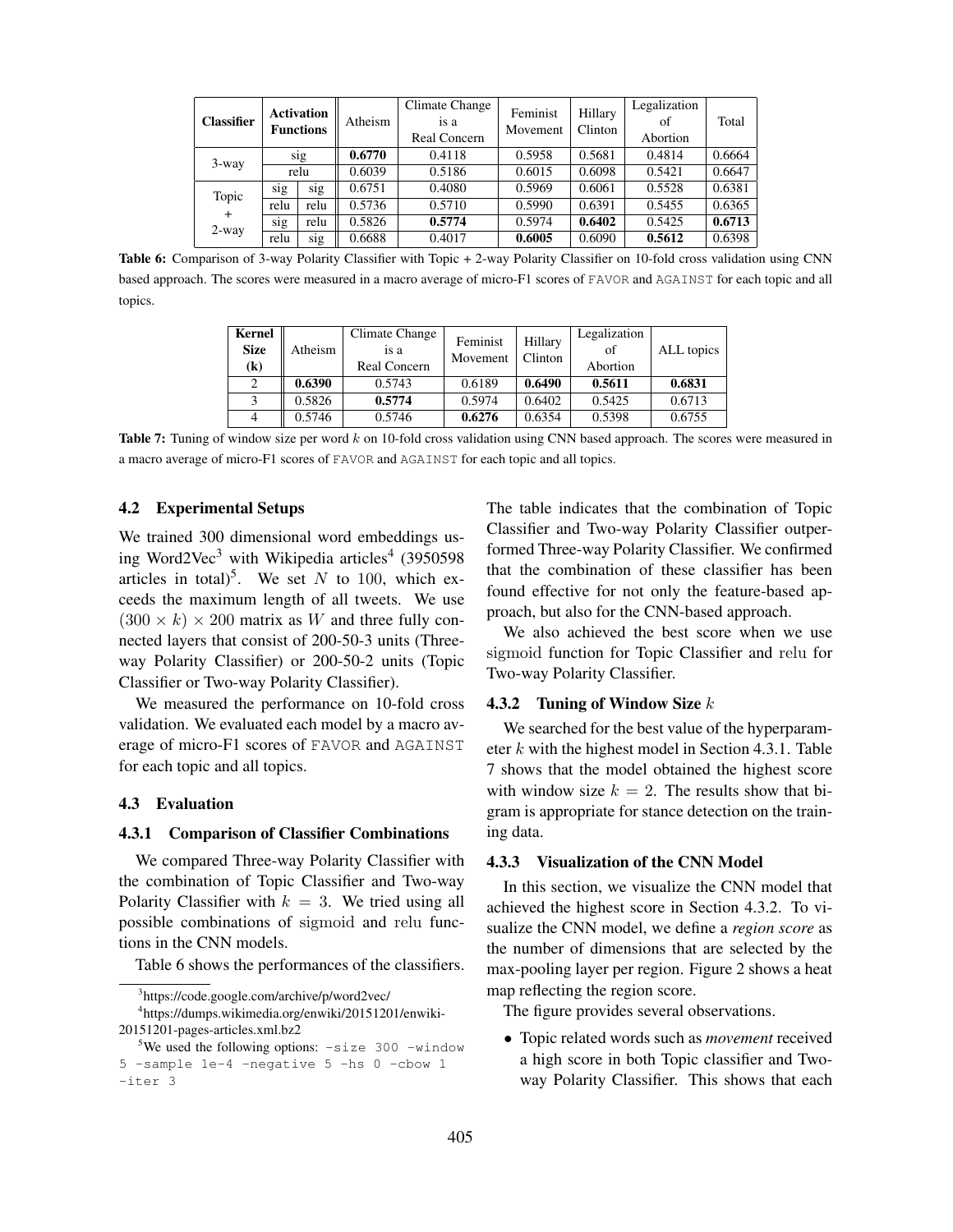| Classifier | Activation Functions | | Atheism | Climate Change is a Real Concern | Feminist Movement | Hillary Clinton | Legalization of Abortion | Total |
|---|---|---|---|---|---|---|---|---|
| 3-way | sig | | **0.6770** | 0.4118 | 0.5958 | 0.5681 | 0.4814 | 0.6664 |
| | relu | | 0.6039 | 0.5186 | 0.6015 | 0.6098 | 0.5421 | 0.6647 |
| Topic + 2-way | sig | sig | 0.6751 | 0.4080 | 0.5969 | 0.6061 | 0.5528 | 0.6381 |
| | relu | relu | 0.5736 | 0.5710 | 0.5990 | 0.6391 | 0.5455 | 0.6365 |
| | sig | relu | 0.5826 | **0.5774** | 0.5974 | **0.6402** | 0.5425 | **0.6713** |
| | relu | sig | 0.6688 | 0.4017 | **0.6005** | 0.6090 | **0.5612** | 0.6398 |

**Table 6:** Comparison of 3-way Polarity Classifier with Topic + 2-way Polarity Classifier on 10-fold cross validation using CNN based approach. The scores were measured in a macro average of micro-F1 scores of FAVOR and AGAINST for each topic and all topics.

| Kernel Size (k) | Atheism | Climate Change is a Real Concern | Feminist Movement | Hillary Clinton | Legalization of Abortion | ALL topics |
|---|---|---|---|---|---|---|
| 2 | **0.6390** | 0.5743 | 0.6189 | **0.6490** | **0.5611** | **0.6831** |
| 3 | 0.5826 | **0.5774** | 0.5974 | 0.6402 | 0.5425 | 0.6713 |
| 4 | 0.5746 | 0.5746 | **0.6276** | 0.6354 | 0.5398 | 0.6755 |

**Table 7:** Tuning of window size per word $k$ on 10-fold cross validation using CNN based approach. The scores were measured in a macro average of micro-F1 scores of FAVOR and AGAINST for each topic and all topics.

### 4.2 Experimental Setups

We trained 300 dimensional word embeddings using Word2Vec[3] with Wikipedia articles[4] (3950598 articles in total)[5]. We set $N$ to 100, which exceeds the maximum length of all tweets. We use $(300 \times k) \times 200$ matrix as $W$ and three fully connected layers that consist of 200-50-3 units (Three-way Polarity Classifier) or 200-50-2 units (Topic Classifier or Two-way Polarity Classifier).

We measured the performance on 10-fold cross validation. We evaluated each model by a macro average of micro-F1 scores of FAVOR and AGAINST for each topic and all topics.

### 4.3 Evaluation

#### 4.3.1 Comparison of Classifier Combinations

We compared Three-way Polarity Classifier with the combination of Topic Classifier and Two-way Polarity Classifier with $k = 3$. We tried using all possible combinations of sigmoid and relu functions in the CNN models.

Table 6 shows the performances of the classifiers. The table indicates that the combination of Topic Classifier and Two-way Polarity Classifier outperformed Three-way Polarity Classifier. We confirmed that the combination of these classifier has been found effective for not only the feature-based approach, but also for the CNN-based approach.

We also achieved the best score when we use sigmoid function for Topic Classifier and relu for Two-way Polarity Classifier.

#### 4.3.2 Tuning of Window Size $k$

We searched for the best value of the hyperparameter $k$ with the highest model in Section 4.3.1. Table 7 shows that the model obtained the highest score with window size $k = 2$. The results show that bigram is appropriate for stance detection on the training data.

#### 4.3.3 Visualization of the CNN Model

In this section, we visualize the CNN model that achieved the highest score in Section 4.3.2. To visualize the CNN model, we define a *region score* as the number of dimensions that are selected by the max-pooling layer per region. Figure 2 shows a heat map reflecting the region score.

The figure provides several observations.

- Topic related words such as *movement* received a high score in both Topic classifier and Two-way Polarity Classifier. This shows that each

[3] https://code.google.com/archive/p/word2vec/

[4] https://dumps.wikimedia.org/enwiki/20151201/enwiki-20151201-pages-articles.xml.bz2

[5] We used the following options: `-size 300 -window 5 -sample 1e-4 -negative 5 -hs 0 -cbow 1 -iter 3`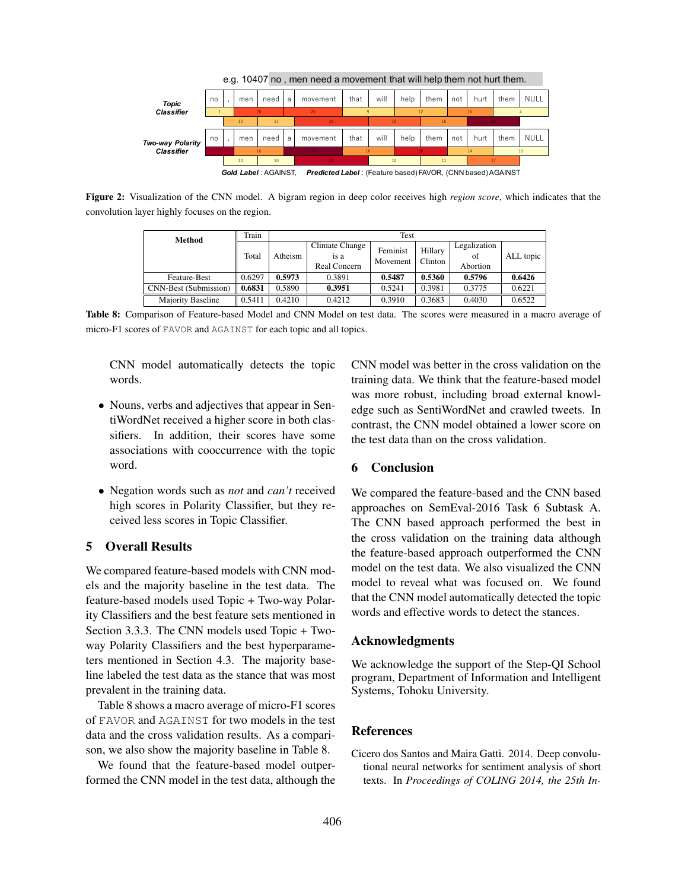e.g. 10407 no , men need a movement that will help them not hurt them.

**Topic Classifier**

no , men need a movement that will help them not hurt them NULL

**Two-way Polarity Classifier**

no , men need a movement that will help them not hurt them NULL

**Gold Label** : AGAINST, **Predicted Label** : (Feature based) FAVOR, (CNN based) AGAINST

**Figure 2:** Visualization of the CNN model. A bigram region in deep color receives high *region score*, which indicates that the convolution layer highly focuses on the region.

| Method | Train | Test | | | | | |
|---|---|---|---|---|---|---|---|
| | Total | Atheism | Climate Change is a Real Concern | Feminist Movement | Hillary Clinton | Legalization of Abortion | ALL topic |
| Feature-Best | 0.6297 | **0.5973** | 0.3891 | **0.5487** | **0.5360** | **0.5796** | **0.6426** |
| CNN-Best (Submission) | **0.6831** | 0.5890 | **0.3951** | 0.5241 | 0.3981 | 0.3775 | 0.6221 |
| Majority Baseline | 0.5411 | 0.4210 | 0.4212 | 0.3910 | 0.3683 | 0.4030 | 0.6522 |

**Table 8:** Comparison of Feature-based Model and CNN Model on test data. The scores were measured in a macro average of micro-F1 scores of FAVOR and AGAINST for each topic and all topics.

CNN model automatically detects the topic words.

- Nouns, verbs and adjectives that appear in SentiWordNet received a higher score in both classifiers. In addition, their scores have some associations with cooccurrence with the topic word.
- Negation words such as *not* and *can't* received high scores in Polarity Classifier, but they received less scores in Topic Classifier.

## 5 Overall Results

We compared feature-based models with CNN models and the majority baseline in the test data. The feature-based models used Topic + Two-way Polarity Classifiers and the best feature sets mentioned in Section 3.3.3. The CNN models used Topic + Two-way Polarity Classifiers and the best hyperparameters mentioned in Section 4.3. The majority baseline labeled the test data as the stance that was most prevalent in the training data.

Table 8 shows a macro average of micro-F1 scores of FAVOR and AGAINST for two models in the test data and the cross validation results. As a comparison, we also show the majority baseline in Table 8.

We found that the feature-based model outperformed the CNN model in the test data, although the CNN model was better in the cross validation on the training data. We think that the feature-based model was more robust, including broad external knowledge such as SentiWordNet and crawled tweets. In contrast, the CNN model obtained a lower score on the test data than on the cross validation.

## 6 Conclusion

We compared the feature-based and the CNN based approaches on SemEval-2016 Task 6 Subtask A. The CNN based approach performed the best in the cross validation on the training data although the feature-based approach outperformed the CNN model on the test data. We also visualized the CNN model to reveal what was focused on. We found that the CNN model automatically detected the topic words and effective words to detect the stances.

## Acknowledgments

We acknowledge the support of the Step-QI School program, Department of Information and Intelligent Systems, Tohoku University.

## References

Cicero dos Santos and Maira Gatti. 2014. Deep convolutional neural networks for sentiment analysis of short texts. In *Proceedings of COLING 2014, the 25th In-*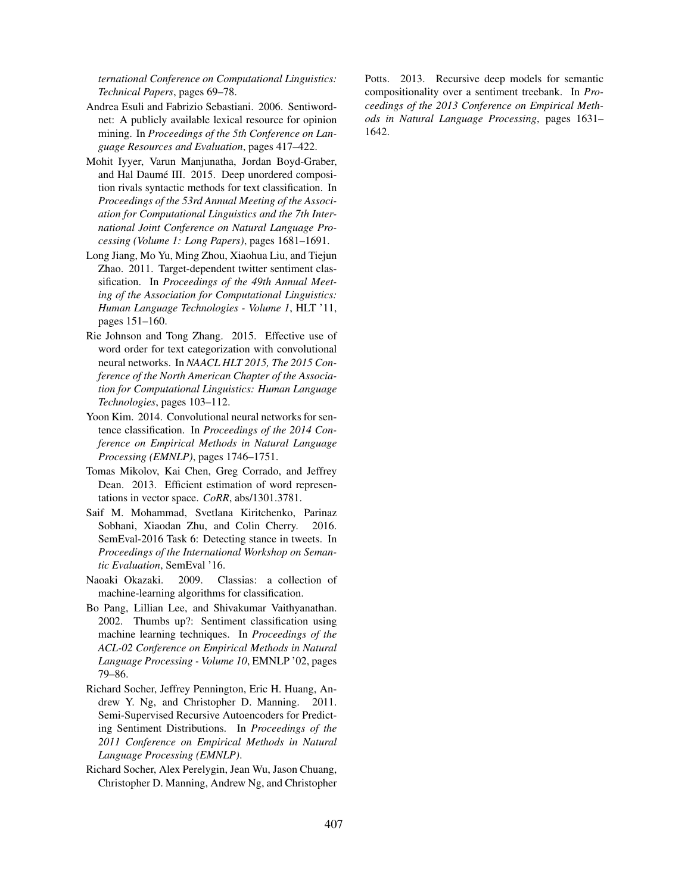*ternational Conference on Computational Linguistics: Technical Papers*, pages 69–78.

Andrea Esuli and Fabrizio Sebastiani. 2006. Sentiwordnet: A publicly available lexical resource for opinion mining. In *Proceedings of the 5th Conference on Language Resources and Evaluation*, pages 417–422.

Mohit Iyyer, Varun Manjunatha, Jordan Boyd-Graber, and Hal Daumé III. 2015. Deep unordered composition rivals syntactic methods for text classification. In *Proceedings of the 53rd Annual Meeting of the Association for Computational Linguistics and the 7th International Joint Conference on Natural Language Processing (Volume 1: Long Papers)*, pages 1681–1691.

Long Jiang, Mo Yu, Ming Zhou, Xiaohua Liu, and Tiejun Zhao. 2011. Target-dependent twitter sentiment classification. In *Proceedings of the 49th Annual Meeting of the Association for Computational Linguistics: Human Language Technologies - Volume 1*, HLT '11, pages 151–160.

Rie Johnson and Tong Zhang. 2015. Effective use of word order for text categorization with convolutional neural networks. In *NAACL HLT 2015, The 2015 Conference of the North American Chapter of the Association for Computational Linguistics: Human Language Technologies*, pages 103–112.

Yoon Kim. 2014. Convolutional neural networks for sentence classification. In *Proceedings of the 2014 Conference on Empirical Methods in Natural Language Processing (EMNLP)*, pages 1746–1751.

Tomas Mikolov, Kai Chen, Greg Corrado, and Jeffrey Dean. 2013. Efficient estimation of word representations in vector space. *CoRR*, abs/1301.3781.

Saif M. Mohammad, Svetlana Kiritchenko, Parinaz Sobhani, Xiaodan Zhu, and Colin Cherry. 2016. SemEval-2016 Task 6: Detecting stance in tweets. In *Proceedings of the International Workshop on Semantic Evaluation*, SemEval '16.

Naoaki Okazaki. 2009. Classias: a collection of machine-learning algorithms for classification.

Bo Pang, Lillian Lee, and Shivakumar Vaithyanathan. 2002. Thumbs up?: Sentiment classification using machine learning techniques. In *Proceedings of the ACL-02 Conference on Empirical Methods in Natural Language Processing - Volume 10*, EMNLP '02, pages 79–86.

Richard Socher, Jeffrey Pennington, Eric H. Huang, Andrew Y. Ng, and Christopher D. Manning. 2011. Semi-Supervised Recursive Autoencoders for Predicting Sentiment Distributions. In *Proceedings of the 2011 Conference on Empirical Methods in Natural Language Processing (EMNLP)*.

Richard Socher, Alex Perelygin, Jean Wu, Jason Chuang, Christopher D. Manning, Andrew Ng, and Christopher Potts. 2013. Recursive deep models for semantic compositionality over a sentiment treebank. In *Proceedings of the 2013 Conference on Empirical Methods in Natural Language Processing*, pages 1631–1642.